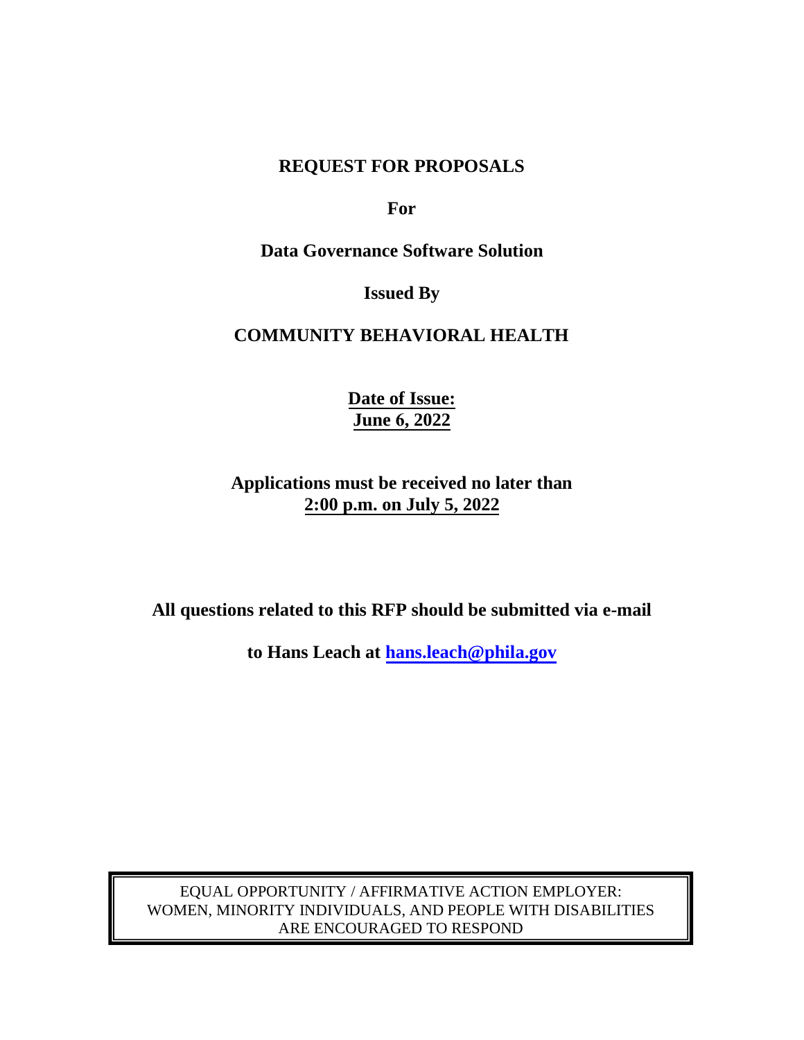# REQUEST FOR PROPOSALS

**For**

**Data Governance Software Solution**

**Issued By**

**COMMUNITY BEHAVIORAL HEALTH**

**Date of Issue:**
**June 6, 2022**

**Applications must be received no later than**
**2:00 p.m. on July 5, 2022**

**All questions related to this RFP should be submitted via e-mail**

**to Hans Leach at [hans.leach@phila.gov](mailto:hans.leach@phila.gov)**

EQUAL OPPORTUNITY / AFFIRMATIVE ACTION EMPLOYER:
WOMEN, MINORITY INDIVIDUALS, AND PEOPLE WITH DISABILITIES
ARE ENCOURAGED TO RESPOND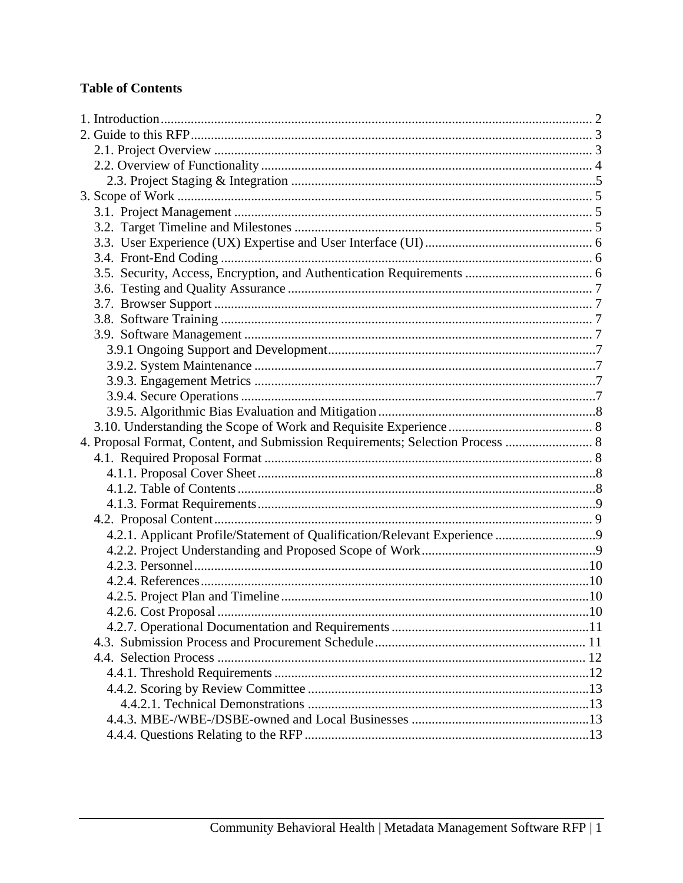**Table of Contents**

1. Introduction .......... 2
2. Guide to this RFP .......... 3
   - 2.1. Project Overview .......... 3
   - 2.2. Overview of Functionality .......... 4
     - 2.3. Project Staging & Integration .......... 5
3. Scope of Work .......... 5
   - 3.1. Project Management .......... 5
   - 3.2. Target Timeline and Milestones .......... 5
   - 3.3. User Experience (UX) Expertise and User Interface (UI) .......... 6
   - 3.4. Front-End Coding .......... 6
   - 3.5. Security, Access, Encryption, and Authentication Requirements .......... 6
   - 3.6. Testing and Quality Assurance .......... 7
   - 3.7. Browser Support .......... 7
   - 3.8. Software Training .......... 7
   - 3.9. Software Management .......... 7
     - 3.9.1 Ongoing Support and Development .......... 7
     - 3.9.2. System Maintenance .......... 7
     - 3.9.3. Engagement Metrics .......... 7
     - 3.9.4. Secure Operations .......... 7
     - 3.9.5. Algorithmic Bias Evaluation and Mitigation .......... 8
   - 3.10. Understanding the Scope of Work and Requisite Experience .......... 8
4. Proposal Format, Content, and Submission Requirements; Selection Process .......... 8
   - 4.1. Required Proposal Format .......... 8
     - 4.1.1. Proposal Cover Sheet .......... 8
     - 4.1.2. Table of Contents .......... 8
     - 4.1.3. Format Requirements .......... 9
   - 4.2. Proposal Content .......... 9
     - 4.2.1. Applicant Profile/Statement of Qualification/Relevant Experience .......... 9
     - 4.2.2. Project Understanding and Proposed Scope of Work .......... 9
     - 4.2.3. Personnel .......... 10
     - 4.2.4. References .......... 10
     - 4.2.5. Project Plan and Timeline .......... 10
     - 4.2.6. Cost Proposal .......... 10
     - 4.2.7. Operational Documentation and Requirements .......... 11
   - 4.3. Submission Process and Procurement Schedule .......... 11
   - 4.4. Selection Process .......... 12
     - 4.4.1. Threshold Requirements .......... 12
     - 4.4.2. Scoring by Review Committee .......... 13
       - 4.4.2.1. Technical Demonstrations .......... 13
     - 4.4.3. MBE-/WBE-/DSBE-owned and Local Businesses .......... 13
     - 4.4.4. Questions Relating to the RFP .......... 13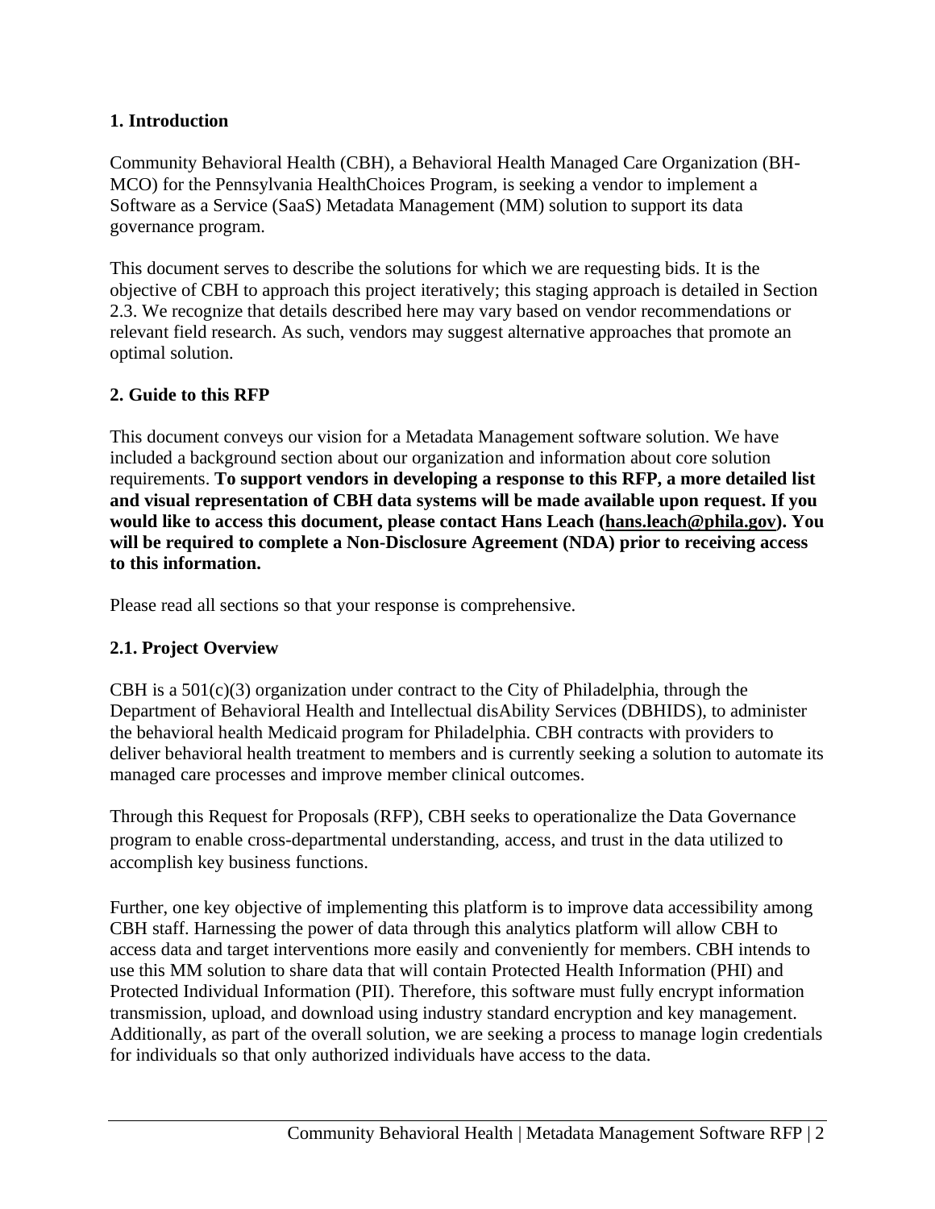## 1. Introduction

Community Behavioral Health (CBH), a Behavioral Health Managed Care Organization (BH-MCO) for the Pennsylvania HealthChoices Program, is seeking a vendor to implement a Software as a Service (SaaS) Metadata Management (MM) solution to support its data governance program.

This document serves to describe the solutions for which we are requesting bids. It is the objective of CBH to approach this project iteratively; this staging approach is detailed in Section 2.3. We recognize that details described here may vary based on vendor recommendations or relevant field research. As such, vendors may suggest alternative approaches that promote an optimal solution.

## 2. Guide to this RFP

This document conveys our vision for a Metadata Management software solution. We have included a background section about our organization and information about core solution requirements. **To support vendors in developing a response to this RFP, a more detailed list and visual representation of CBH data systems will be made available upon request. If you would like to access this document, please contact Hans Leach (hans.leach@phila.gov). You will be required to complete a Non-Disclosure Agreement (NDA) prior to receiving access to this information.**

Please read all sections so that your response is comprehensive.

### 2.1. Project Overview

CBH is a 501(c)(3) organization under contract to the City of Philadelphia, through the Department of Behavioral Health and Intellectual disAbility Services (DBHIDS), to administer the behavioral health Medicaid program for Philadelphia. CBH contracts with providers to deliver behavioral health treatment to members and is currently seeking a solution to automate its managed care processes and improve member clinical outcomes.

Through this Request for Proposals (RFP), CBH seeks to operationalize the Data Governance program to enable cross-departmental understanding, access, and trust in the data utilized to accomplish key business functions.

Further, one key objective of implementing this platform is to improve data accessibility among CBH staff. Harnessing the power of data through this analytics platform will allow CBH to access data and target interventions more easily and conveniently for members. CBH intends to use this MM solution to share data that will contain Protected Health Information (PHI) and Protected Individual Information (PII). Therefore, this software must fully encrypt information transmission, upload, and download using industry standard encryption and key management. Additionally, as part of the overall solution, we are seeking a process to manage login credentials for individuals so that only authorized individuals have access to the data.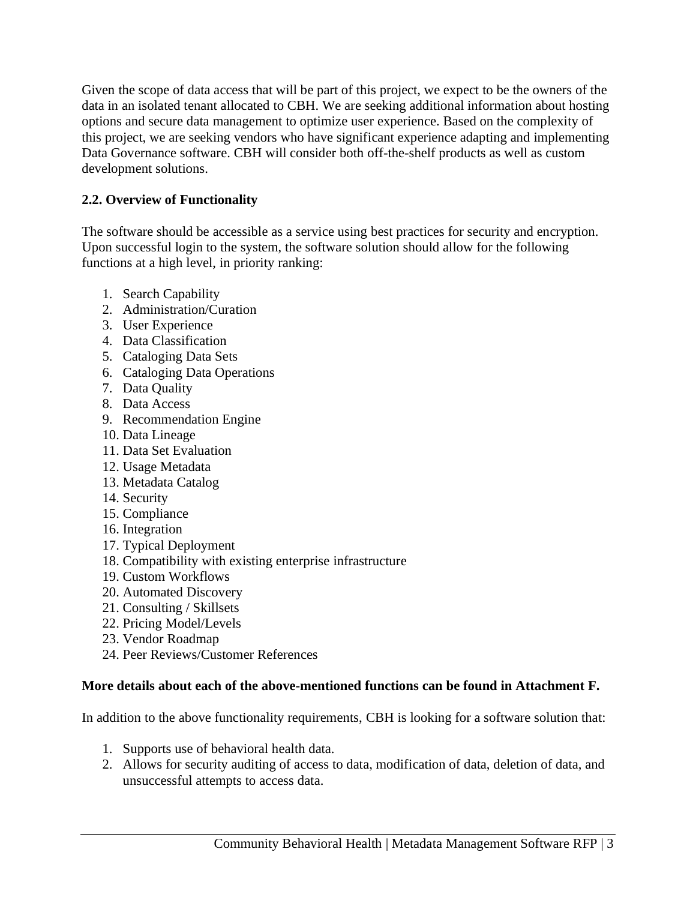Given the scope of data access that will be part of this project, we expect to be the owners of the data in an isolated tenant allocated to CBH. We are seeking additional information about hosting options and secure data management to optimize user experience. Based on the complexity of this project, we are seeking vendors who have significant experience adapting and implementing Data Governance software. CBH will consider both off-the-shelf products as well as custom development solutions.

### 2.2. Overview of Functionality

The software should be accessible as a service using best practices for security and encryption. Upon successful login to the system, the software solution should allow for the following functions at a high level, in priority ranking:

1. Search Capability
2. Administration/Curation
3. User Experience
4. Data Classification
5. Cataloging Data Sets
6. Cataloging Data Operations
7. Data Quality
8. Data Access
9. Recommendation Engine
10. Data Lineage
11. Data Set Evaluation
12. Usage Metadata
13. Metadata Catalog
14. Security
15. Compliance
16. Integration
17. Typical Deployment
18. Compatibility with existing enterprise infrastructure
19. Custom Workflows
20. Automated Discovery
21. Consulting / Skillsets
22. Pricing Model/Levels
23. Vendor Roadmap
24. Peer Reviews/Customer References

**More details about each of the above-mentioned functions can be found in Attachment F.**

In addition to the above functionality requirements, CBH is looking for a software solution that:

1. Supports use of behavioral health data.
2. Allows for security auditing of access to data, modification of data, deletion of data, and unsuccessful attempts to access data.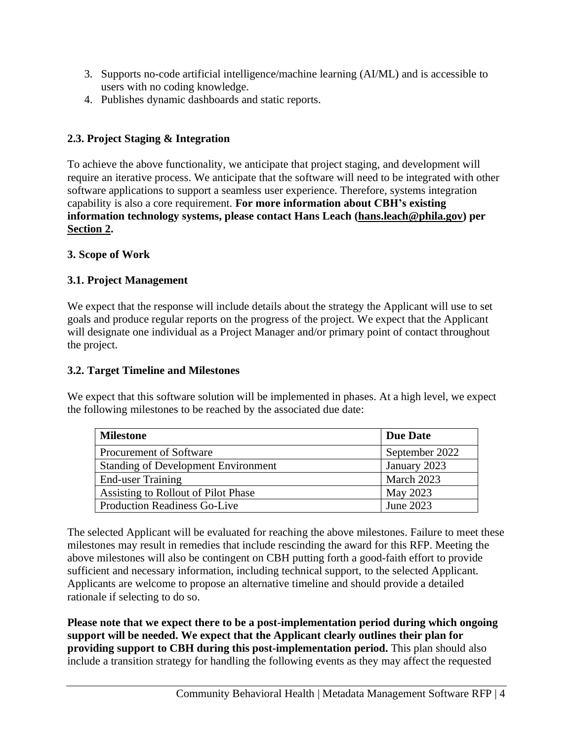3. Supports no-code artificial intelligence/machine learning (AI/ML) and is accessible to users with no coding knowledge.
4. Publishes dynamic dashboards and static reports.

### 2.3. Project Staging & Integration

To achieve the above functionality, we anticipate that project staging, and development will require an iterative process. We anticipate that the software will need to be integrated with other software applications to support a seamless user experience. Therefore, systems integration capability is also a core requirement. **For more information about CBH's existing information technology systems, please contact Hans Leach (hans.leach@phila.gov) per Section 2.**

## 3. Scope of Work

### 3.1. Project Management

We expect that the response will include details about the strategy the Applicant will use to set goals and produce regular reports on the progress of the project. We expect that the Applicant will designate one individual as a Project Manager and/or primary point of contact throughout the project.

### 3.2. Target Timeline and Milestones

We expect that this software solution will be implemented in phases. At a high level, we expect the following milestones to be reached by the associated due date:

| Milestone | Due Date |
|---|---|
| Procurement of Software | September 2022 |
| Standing of Development Environment | January 2023 |
| End-user Training | March 2023 |
| Assisting to Rollout of Pilot Phase | May 2023 |
| Production Readiness Go-Live | June 2023 |

The selected Applicant will be evaluated for reaching the above milestones. Failure to meet these milestones may result in remedies that include rescinding the award for this RFP. Meeting the above milestones will also be contingent on CBH putting forth a good-faith effort to provide sufficient and necessary information, including technical support, to the selected Applicant. Applicants are welcome to propose an alternative timeline and should provide a detailed rationale if selecting to do so.

**Please note that we expect there to be a post-implementation period during which ongoing support will be needed. We expect that the Applicant clearly outlines their plan for providing support to CBH during this post-implementation period.** This plan should also include a transition strategy for handling the following events as they may affect the requested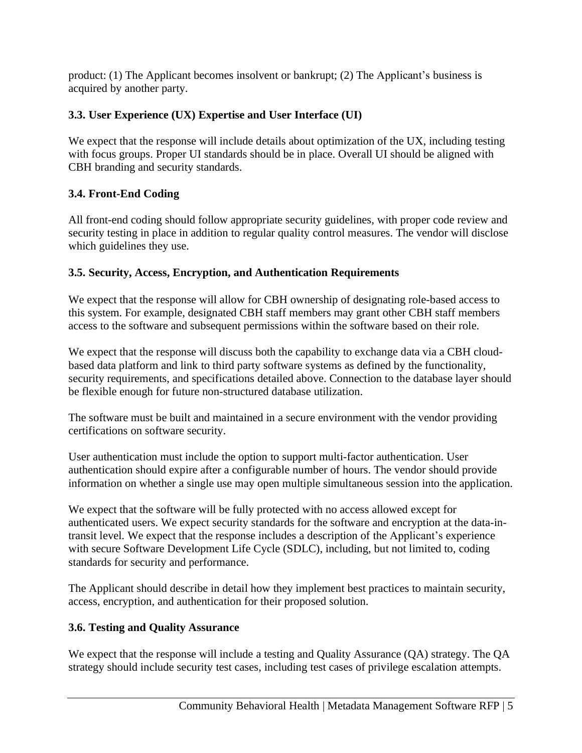product: (1) The Applicant becomes insolvent or bankrupt; (2) The Applicant's business is acquired by another party.

### 3.3. User Experience (UX) Expertise and User Interface (UI)

We expect that the response will include details about optimization of the UX, including testing with focus groups. Proper UI standards should be in place. Overall UI should be aligned with CBH branding and security standards.

### 3.4. Front-End Coding

All front-end coding should follow appropriate security guidelines, with proper code review and security testing in place in addition to regular quality control measures. The vendor will disclose which guidelines they use.

### 3.5. Security, Access, Encryption, and Authentication Requirements

We expect that the response will allow for CBH ownership of designating role-based access to this system. For example, designated CBH staff members may grant other CBH staff members access to the software and subsequent permissions within the software based on their role.

We expect that the response will discuss both the capability to exchange data via a CBH cloud-based data platform and link to third party software systems as defined by the functionality, security requirements, and specifications detailed above. Connection to the database layer should be flexible enough for future non-structured database utilization.

The software must be built and maintained in a secure environment with the vendor providing certifications on software security.

User authentication must include the option to support multi-factor authentication. User authentication should expire after a configurable number of hours. The vendor should provide information on whether a single use may open multiple simultaneous session into the application.

We expect that the software will be fully protected with no access allowed except for authenticated users. We expect security standards for the software and encryption at the data-in-transit level. We expect that the response includes a description of the Applicant's experience with secure Software Development Life Cycle (SDLC), including, but not limited to, coding standards for security and performance.

The Applicant should describe in detail how they implement best practices to maintain security, access, encryption, and authentication for their proposed solution.

### 3.6. Testing and Quality Assurance

We expect that the response will include a testing and Quality Assurance (QA) strategy. The QA strategy should include security test cases, including test cases of privilege escalation attempts.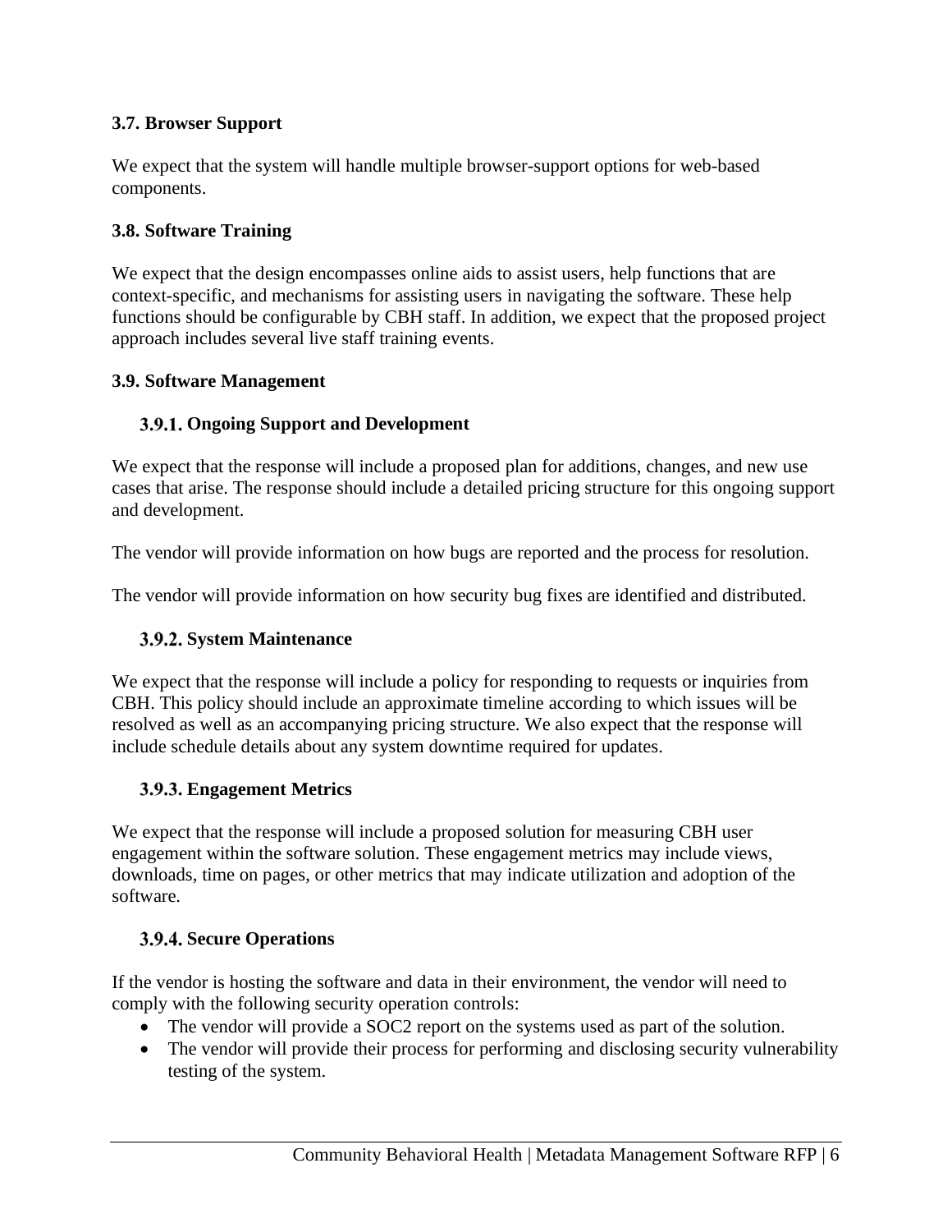### 3.7. Browser Support

We expect that the system will handle multiple browser-support options for web-based components.

### 3.8. Software Training

We expect that the design encompasses online aids to assist users, help functions that are context-specific, and mechanisms for assisting users in navigating the software. These help functions should be configurable by CBH staff. In addition, we expect that the proposed project approach includes several live staff training events.

### 3.9. Software Management

#### 3.9.1. Ongoing Support and Development

We expect that the response will include a proposed plan for additions, changes, and new use cases that arise. The response should include a detailed pricing structure for this ongoing support and development.

The vendor will provide information on how bugs are reported and the process for resolution.

The vendor will provide information on how security bug fixes are identified and distributed.

#### 3.9.2. System Maintenance

We expect that the response will include a policy for responding to requests or inquiries from CBH. This policy should include an approximate timeline according to which issues will be resolved as well as an accompanying pricing structure. We also expect that the response will include schedule details about any system downtime required for updates.

#### 3.9.3. Engagement Metrics

We expect that the response will include a proposed solution for measuring CBH user engagement within the software solution. These engagement metrics may include views, downloads, time on pages, or other metrics that may indicate utilization and adoption of the software.

#### 3.9.4. Secure Operations

If the vendor is hosting the software and data in their environment, the vendor will need to comply with the following security operation controls:

- The vendor will provide a SOC2 report on the systems used as part of the solution.
- The vendor will provide their process for performing and disclosing security vulnerability testing of the system.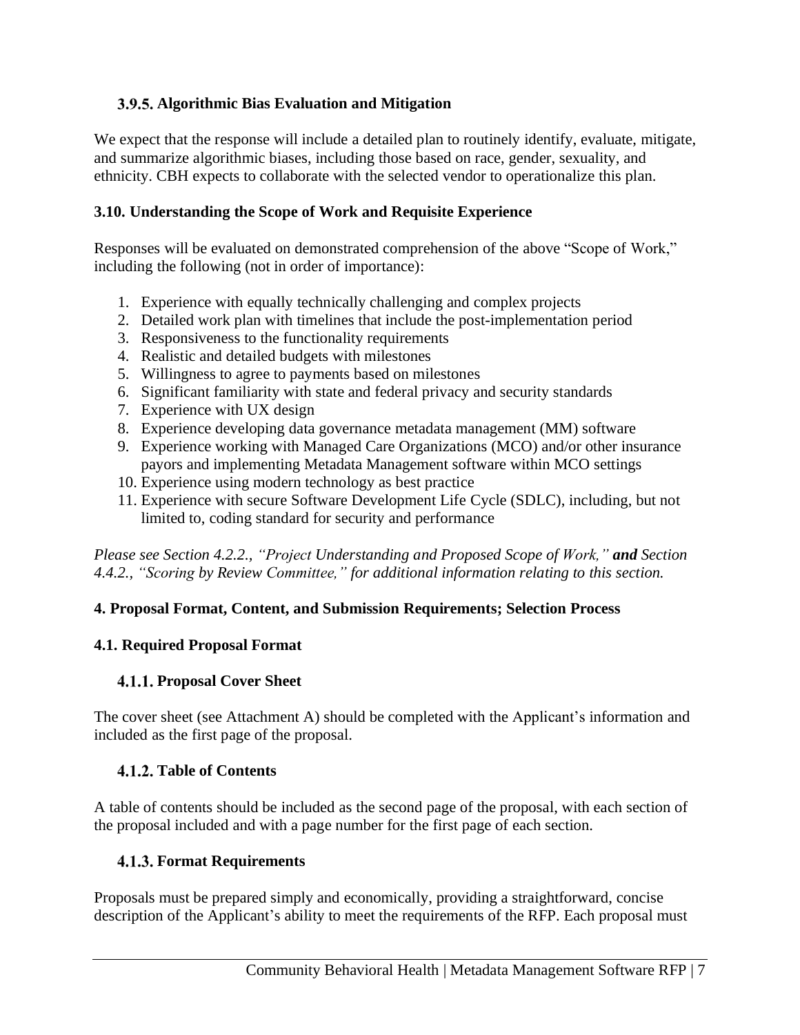### 3.9.5. Algorithmic Bias Evaluation and Mitigation

We expect that the response will include a detailed plan to routinely identify, evaluate, mitigate, and summarize algorithmic biases, including those based on race, gender, sexuality, and ethnicity. CBH expects to collaborate with the selected vendor to operationalize this plan.

## 3.10. Understanding the Scope of Work and Requisite Experience

Responses will be evaluated on demonstrated comprehension of the above "Scope of Work," including the following (not in order of importance):

1. Experience with equally technically challenging and complex projects
2. Detailed work plan with timelines that include the post-implementation period
3. Responsiveness to the functionality requirements
4. Realistic and detailed budgets with milestones
5. Willingness to agree to payments based on milestones
6. Significant familiarity with state and federal privacy and security standards
7. Experience with UX design
8. Experience developing data governance metadata management (MM) software
9. Experience working with Managed Care Organizations (MCO) and/or other insurance payors and implementing Metadata Management software within MCO settings
10. Experience using modern technology as best practice
11. Experience with secure Software Development Life Cycle (SDLC), including, but not limited to, coding standard for security and performance

*Please see Section 4.2.2., "Project Understanding and Proposed Scope of Work,"* ***and*** *Section 4.4.2., "Scoring by Review Committee," for additional information relating to this section.*

# 4. Proposal Format, Content, and Submission Requirements; Selection Process

## 4.1. Required Proposal Format

### 4.1.1. Proposal Cover Sheet

The cover sheet (see Attachment A) should be completed with the Applicant's information and included as the first page of the proposal.

### 4.1.2. Table of Contents

A table of contents should be included as the second page of the proposal, with each section of the proposal included and with a page number for the first page of each section.

### 4.1.3. Format Requirements

Proposals must be prepared simply and economically, providing a straightforward, concise description of the Applicant's ability to meet the requirements of the RFP. Each proposal must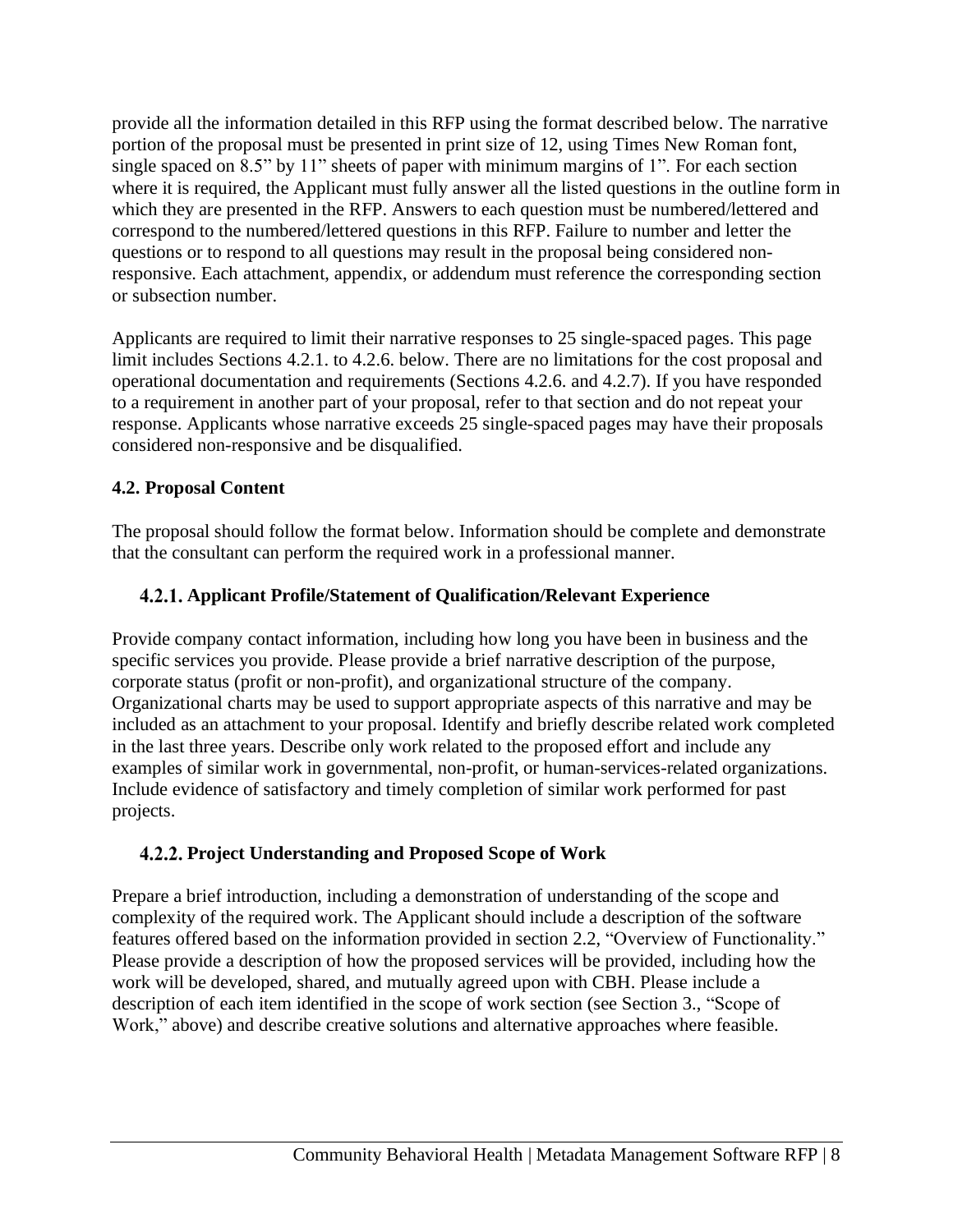provide all the information detailed in this RFP using the format described below. The narrative portion of the proposal must be presented in print size of 12, using Times New Roman font, single spaced on 8.5" by 11" sheets of paper with minimum margins of 1". For each section where it is required, the Applicant must fully answer all the listed questions in the outline form in which they are presented in the RFP. Answers to each question must be numbered/lettered and correspond to the numbered/lettered questions in this RFP. Failure to number and letter the questions or to respond to all questions may result in the proposal being considered non-responsive. Each attachment, appendix, or addendum must reference the corresponding section or subsection number.

Applicants are required to limit their narrative responses to 25 single-spaced pages. This page limit includes Sections 4.2.1. to 4.2.6. below. There are no limitations for the cost proposal and operational documentation and requirements (Sections 4.2.6. and 4.2.7). If you have responded to a requirement in another part of your proposal, refer to that section and do not repeat your response. Applicants whose narrative exceeds 25 single-spaced pages may have their proposals considered non-responsive and be disqualified.

## 4.2. Proposal Content

The proposal should follow the format below. Information should be complete and demonstrate that the consultant can perform the required work in a professional manner.

### 4.2.1. Applicant Profile/Statement of Qualification/Relevant Experience

Provide company contact information, including how long you have been in business and the specific services you provide. Please provide a brief narrative description of the purpose, corporate status (profit or non-profit), and organizational structure of the company. Organizational charts may be used to support appropriate aspects of this narrative and may be included as an attachment to your proposal. Identify and briefly describe related work completed in the last three years. Describe only work related to the proposed effort and include any examples of similar work in governmental, non-profit, or human-services-related organizations. Include evidence of satisfactory and timely completion of similar work performed for past projects.

### 4.2.2. Project Understanding and Proposed Scope of Work

Prepare a brief introduction, including a demonstration of understanding of the scope and complexity of the required work. The Applicant should include a description of the software features offered based on the information provided in section 2.2, "Overview of Functionality." Please provide a description of how the proposed services will be provided, including how the work will be developed, shared, and mutually agreed upon with CBH. Please include a description of each item identified in the scope of work section (see Section 3., "Scope of Work," above) and describe creative solutions and alternative approaches where feasible.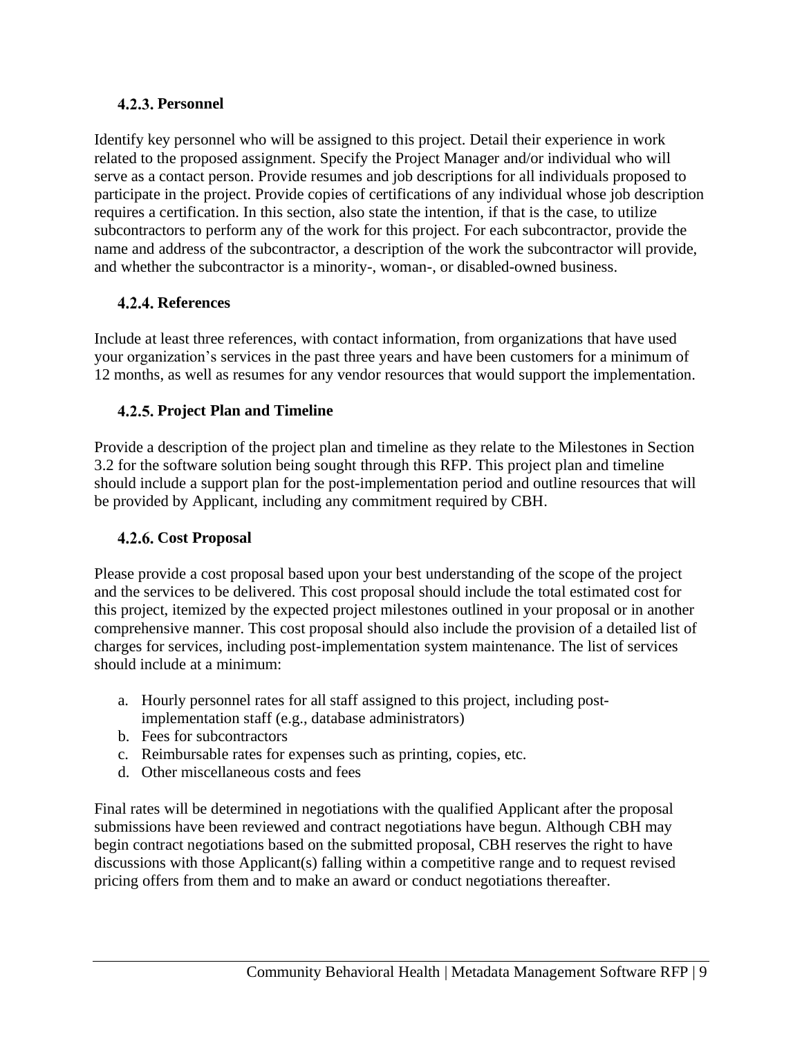### 4.2.3. Personnel

Identify key personnel who will be assigned to this project. Detail their experience in work related to the proposed assignment. Specify the Project Manager and/or individual who will serve as a contact person. Provide resumes and job descriptions for all individuals proposed to participate in the project. Provide copies of certifications of any individual whose job description requires a certification. In this section, also state the intention, if that is the case, to utilize subcontractors to perform any of the work for this project. For each subcontractor, provide the name and address of the subcontractor, a description of the work the subcontractor will provide, and whether the subcontractor is a minority-, woman-, or disabled-owned business.

### 4.2.4. References

Include at least three references, with contact information, from organizations that have used your organization's services in the past three years and have been customers for a minimum of 12 months, as well as resumes for any vendor resources that would support the implementation.

### 4.2.5. Project Plan and Timeline

Provide a description of the project plan and timeline as they relate to the Milestones in Section 3.2 for the software solution being sought through this RFP. This project plan and timeline should include a support plan for the post-implementation period and outline resources that will be provided by Applicant, including any commitment required by CBH.

### 4.2.6. Cost Proposal

Please provide a cost proposal based upon your best understanding of the scope of the project and the services to be delivered. This cost proposal should include the total estimated cost for this project, itemized by the expected project milestones outlined in your proposal or in another comprehensive manner. This cost proposal should also include the provision of a detailed list of charges for services, including post-implementation system maintenance. The list of services should include at a minimum:

a. Hourly personnel rates for all staff assigned to this project, including post-implementation staff (e.g., database administrators)
b. Fees for subcontractors
c. Reimbursable rates for expenses such as printing, copies, etc.
d. Other miscellaneous costs and fees

Final rates will be determined in negotiations with the qualified Applicant after the proposal submissions have been reviewed and contract negotiations have begun. Although CBH may begin contract negotiations based on the submitted proposal, CBH reserves the right to have discussions with those Applicant(s) falling within a competitive range and to request revised pricing offers from them and to make an award or conduct negotiations thereafter.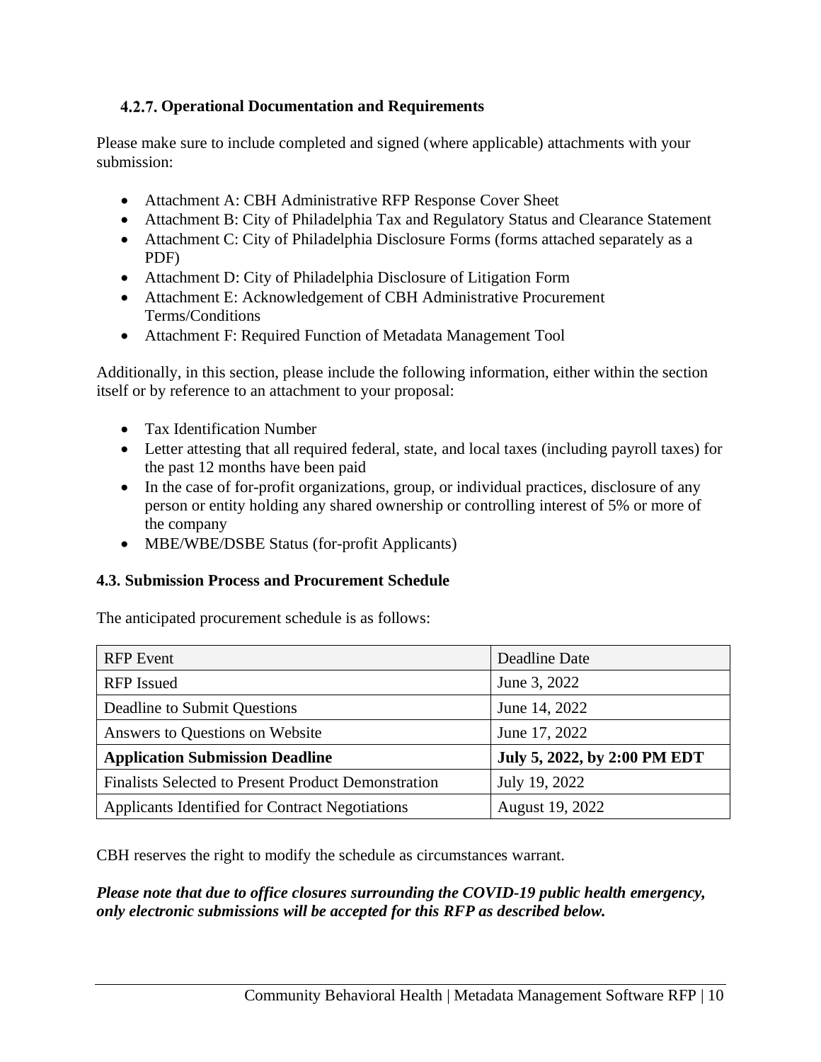### 4.2.7. Operational Documentation and Requirements

Please make sure to include completed and signed (where applicable) attachments with your submission:

- Attachment A: CBH Administrative RFP Response Cover Sheet
- Attachment B: City of Philadelphia Tax and Regulatory Status and Clearance Statement
- Attachment C: City of Philadelphia Disclosure Forms (forms attached separately as a PDF)
- Attachment D: City of Philadelphia Disclosure of Litigation Form
- Attachment E: Acknowledgement of CBH Administrative Procurement Terms/Conditions
- Attachment F: Required Function of Metadata Management Tool

Additionally, in this section, please include the following information, either within the section itself or by reference to an attachment to your proposal:

- Tax Identification Number
- Letter attesting that all required federal, state, and local taxes (including payroll taxes) for the past 12 months have been paid
- In the case of for-profit organizations, group, or individual practices, disclosure of any person or entity holding any shared ownership or controlling interest of 5% or more of the company
- MBE/WBE/DSBE Status (for-profit Applicants)

### 4.3. Submission Process and Procurement Schedule

The anticipated procurement schedule is as follows:

| RFP Event | Deadline Date |
|---|---|
| RFP Issued | June 3, 2022 |
| Deadline to Submit Questions | June 14, 2022 |
| Answers to Questions on Website | June 17, 2022 |
| **Application Submission Deadline** | **July 5, 2022, by 2:00 PM EDT** |
| Finalists Selected to Present Product Demonstration | July 19, 2022 |
| Applicants Identified for Contract Negotiations | August 19, 2022 |

CBH reserves the right to modify the schedule as circumstances warrant.

***Please note that due to office closures surrounding the COVID-19 public health emergency, only electronic submissions will be accepted for this RFP as described below.***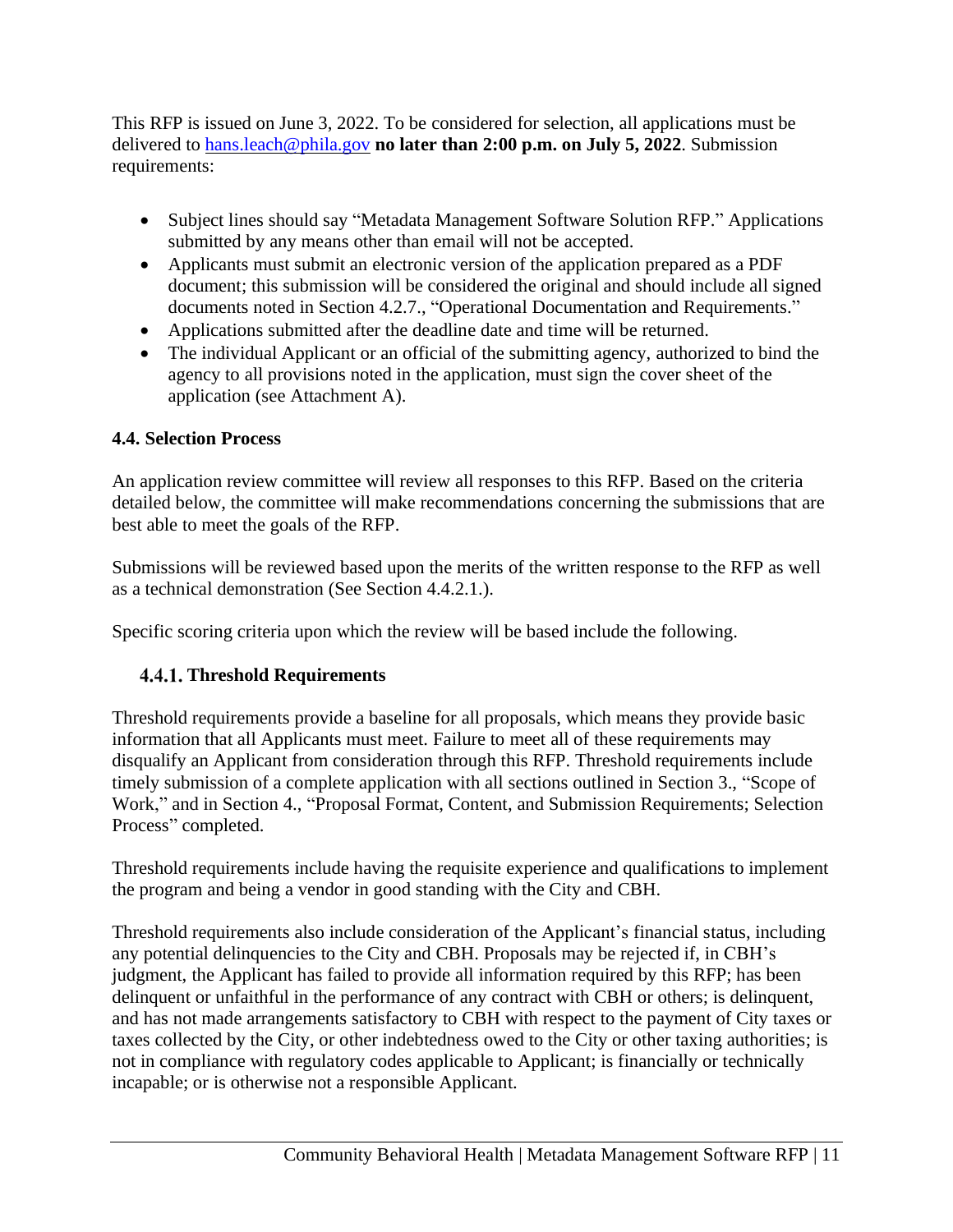This RFP is issued on June 3, 2022. To be considered for selection, all applications must be delivered to [hans.leach@phila.gov](mailto:hans.leach@phila.gov) **no later than 2:00 p.m. on July 5, 2022**. Submission requirements:

- Subject lines should say "Metadata Management Software Solution RFP." Applications submitted by any means other than email will not be accepted.
- Applicants must submit an electronic version of the application prepared as a PDF document; this submission will be considered the original and should include all signed documents noted in Section 4.2.7., "Operational Documentation and Requirements."
- Applications submitted after the deadline date and time will be returned.
- The individual Applicant or an official of the submitting agency, authorized to bind the agency to all provisions noted in the application, must sign the cover sheet of the application (see Attachment A).

### 4.4. Selection Process

An application review committee will review all responses to this RFP. Based on the criteria detailed below, the committee will make recommendations concerning the submissions that are best able to meet the goals of the RFP.

Submissions will be reviewed based upon the merits of the written response to the RFP as well as a technical demonstration (See Section 4.4.2.1.).

Specific scoring criteria upon which the review will be based include the following.

#### 4.4.1. Threshold Requirements

Threshold requirements provide a baseline for all proposals, which means they provide basic information that all Applicants must meet. Failure to meet all of these requirements may disqualify an Applicant from consideration through this RFP. Threshold requirements include timely submission of a complete application with all sections outlined in Section 3., "Scope of Work," and in Section 4., "Proposal Format, Content, and Submission Requirements; Selection Process" completed.

Threshold requirements include having the requisite experience and qualifications to implement the program and being a vendor in good standing with the City and CBH.

Threshold requirements also include consideration of the Applicant's financial status, including any potential delinquencies to the City and CBH. Proposals may be rejected if, in CBH's judgment, the Applicant has failed to provide all information required by this RFP; has been delinquent or unfaithful in the performance of any contract with CBH or others; is delinquent, and has not made arrangements satisfactory to CBH with respect to the payment of City taxes or taxes collected by the City, or other indebtedness owed to the City or other taxing authorities; is not in compliance with regulatory codes applicable to Applicant; is financially or technically incapable; or is otherwise not a responsible Applicant.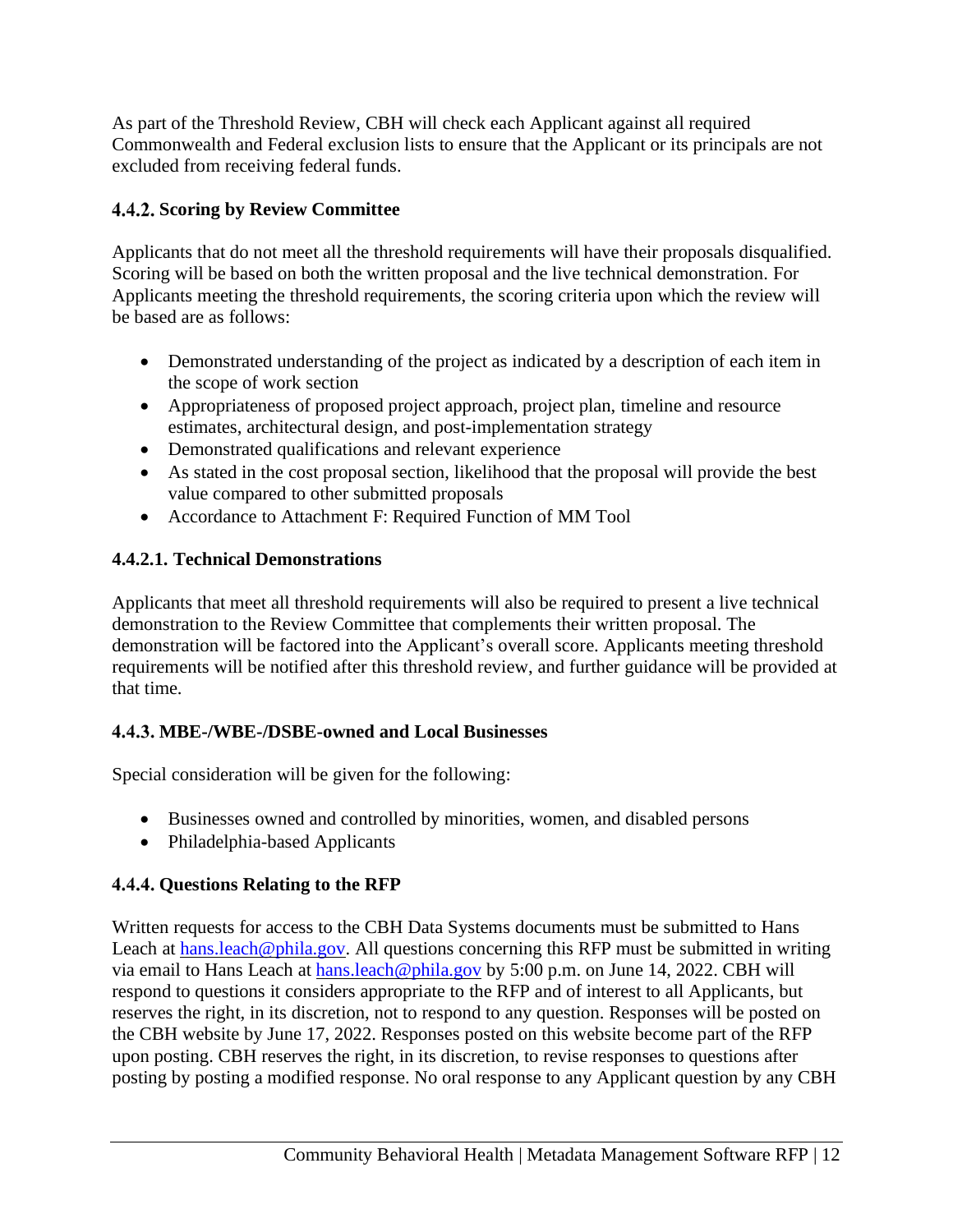As part of the Threshold Review, CBH will check each Applicant against all required Commonwealth and Federal exclusion lists to ensure that the Applicant or its principals are not excluded from receiving federal funds.

### 4.4.2. Scoring by Review Committee

Applicants that do not meet all the threshold requirements will have their proposals disqualified. Scoring will be based on both the written proposal and the live technical demonstration. For Applicants meeting the threshold requirements, the scoring criteria upon which the review will be based are as follows:

- Demonstrated understanding of the project as indicated by a description of each item in the scope of work section
- Appropriateness of proposed project approach, project plan, timeline and resource estimates, architectural design, and post-implementation strategy
- Demonstrated qualifications and relevant experience
- As stated in the cost proposal section, likelihood that the proposal will provide the best value compared to other submitted proposals
- Accordance to Attachment F: Required Function of MM Tool

#### 4.4.2.1. Technical Demonstrations

Applicants that meet all threshold requirements will also be required to present a live technical demonstration to the Review Committee that complements their written proposal. The demonstration will be factored into the Applicant's overall score. Applicants meeting threshold requirements will be notified after this threshold review, and further guidance will be provided at that time.

### 4.4.3. MBE-/WBE-/DSBE-owned and Local Businesses

Special consideration will be given for the following:

- Businesses owned and controlled by minorities, women, and disabled persons
- Philadelphia-based Applicants

### 4.4.4. Questions Relating to the RFP

Written requests for access to the CBH Data Systems documents must be submitted to Hans Leach at hans.leach@phila.gov. All questions concerning this RFP must be submitted in writing via email to Hans Leach at hans.leach@phila.gov by 5:00 p.m. on June 14, 2022. CBH will respond to questions it considers appropriate to the RFP and of interest to all Applicants, but reserves the right, in its discretion, not to respond to any question. Responses will be posted on the CBH website by June 17, 2022. Responses posted on this website become part of the RFP upon posting. CBH reserves the right, in its discretion, to revise responses to questions after posting by posting a modified response. No oral response to any Applicant question by any CBH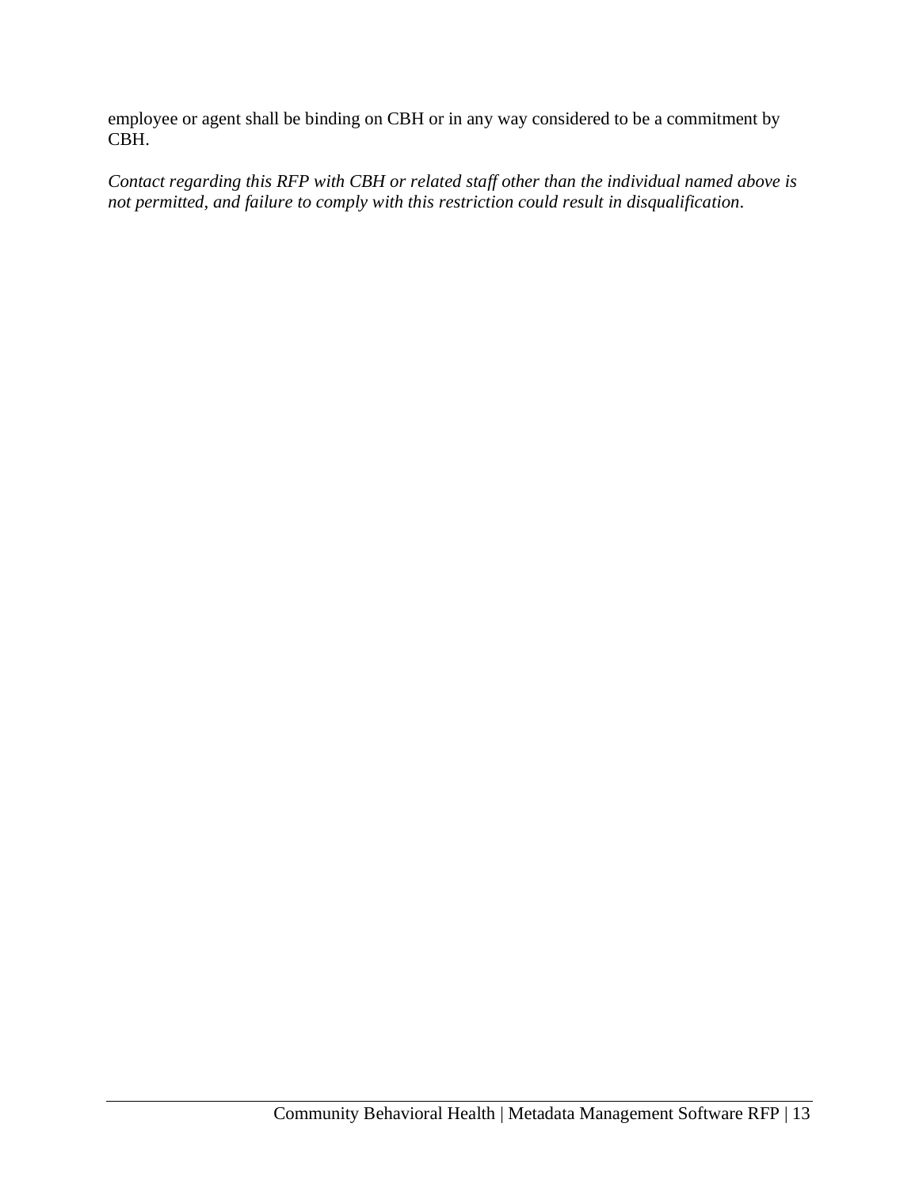employee or agent shall be binding on CBH or in any way considered to be a commitment by CBH.

*Contact regarding this RFP with CBH or related staff other than the individual named above is not permitted, and failure to comply with this restriction could result in disqualification.*